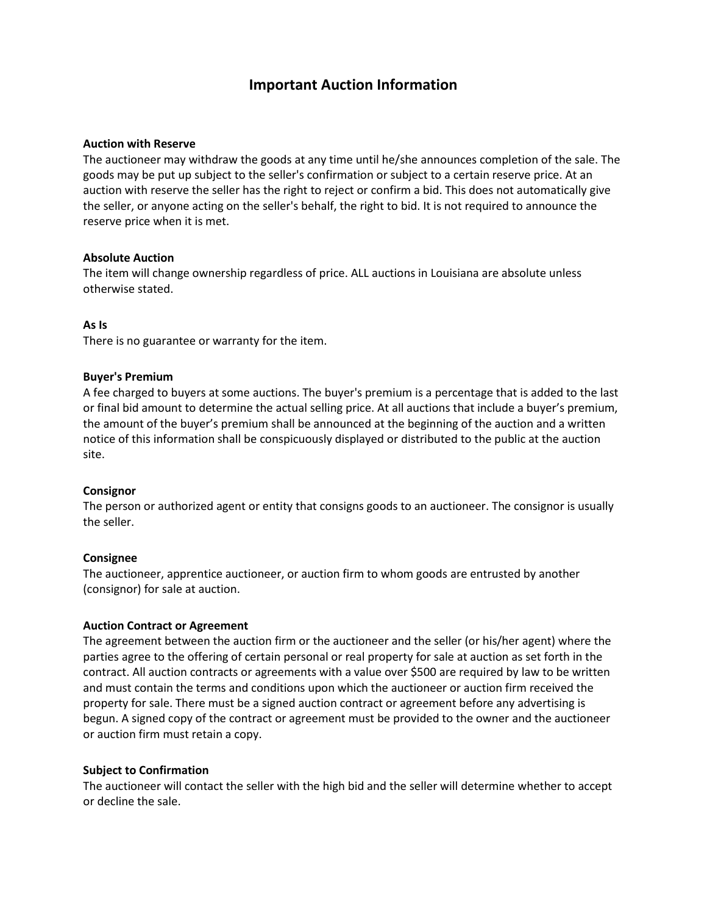# Important Auction Information

**Auction with Reserve**
The auctioneer may withdraw the goods at any time until he/she announces completion of the sale. The goods may be put up subject to the seller's confirmation or subject to a certain reserve price. At an auction with reserve the seller has the right to reject or confirm a bid. This does not automatically give the seller, or anyone acting on the seller's behalf, the right to bid. It is not required to announce the reserve price when it is met.

**Absolute Auction**
The item will change ownership regardless of price. ALL auctions in Louisiana are absolute unless otherwise stated.

**As Is**
There is no guarantee or warranty for the item.

**Buyer's Premium**
A fee charged to buyers at some auctions. The buyer's premium is a percentage that is added to the last or final bid amount to determine the actual selling price. At all auctions that include a buyer's premium, the amount of the buyer's premium shall be announced at the beginning of the auction and a written notice of this information shall be conspicuously displayed or distributed to the public at the auction site.

**Consignor**
The person or authorized agent or entity that consigns goods to an auctioneer. The consignor is usually the seller.

**Consignee**
The auctioneer, apprentice auctioneer, or auction firm to whom goods are entrusted by another (consignor) for sale at auction.

**Auction Contract or Agreement**
The agreement between the auction firm or the auctioneer and the seller (or his/her agent) where the parties agree to the offering of certain personal or real property for sale at auction as set forth in the contract. All auction contracts or agreements with a value over $500 are required by law to be written and must contain the terms and conditions upon which the auctioneer or auction firm received the property for sale. There must be a signed auction contract or agreement before any advertising is begun. A signed copy of the contract or agreement must be provided to the owner and the auctioneer or auction firm must retain a copy.

**Subject to Confirmation**
The auctioneer will contact the seller with the high bid and the seller will determine whether to accept or decline the sale.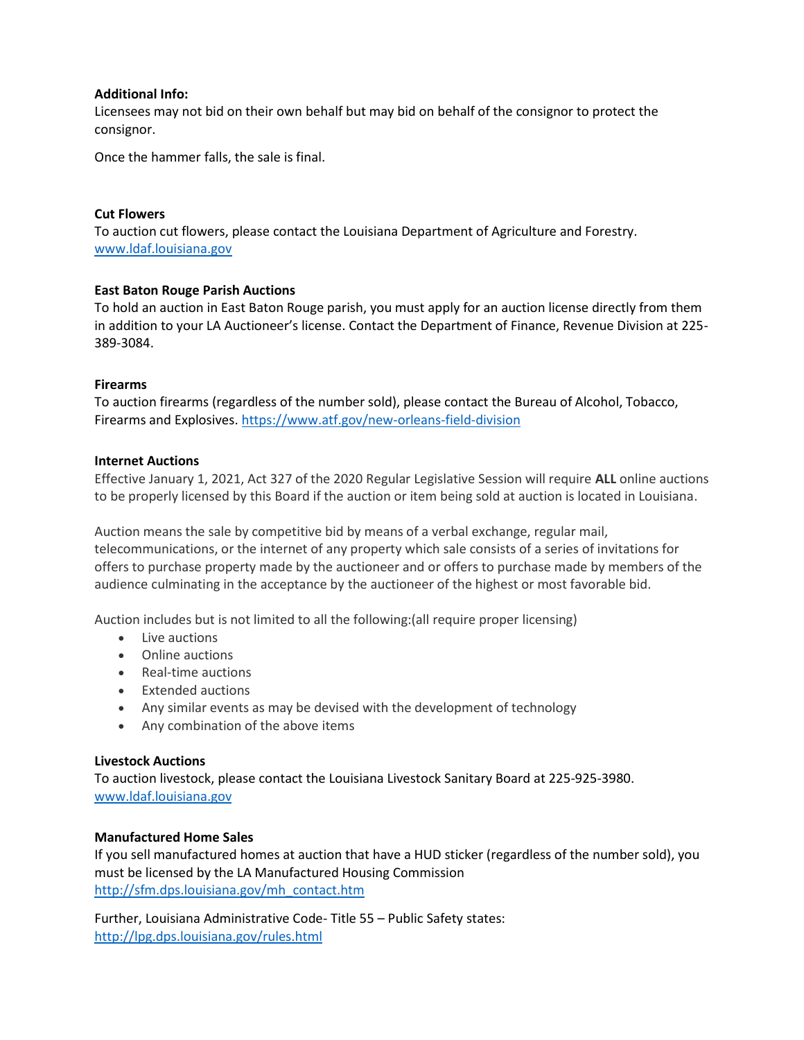**Additional Info:**
Licensees may not bid on their own behalf but may bid on behalf of the consignor to protect the consignor.

Once the hammer falls, the sale is final.

**Cut Flowers**
To auction cut flowers, please contact the Louisiana Department of Agriculture and Forestry. [www.ldaf.louisiana.gov](www.ldaf.louisiana.gov)

**East Baton Rouge Parish Auctions**
To hold an auction in East Baton Rouge parish, you must apply for an auction license directly from them in addition to your LA Auctioneer's license. Contact the Department of Finance, Revenue Division at 225-389-3084.

**Firearms**
To auction firearms (regardless of the number sold), please contact the Bureau of Alcohol, Tobacco, Firearms and Explosives. [https://www.atf.gov/new-orleans-field-division](https://www.atf.gov/new-orleans-field-division)

**Internet Auctions**
Effective January 1, 2021, Act 327 of the 2020 Regular Legislative Session will require **ALL** online auctions to be properly licensed by this Board if the auction or item being sold at auction is located in Louisiana.

Auction means the sale by competitive bid by means of a verbal exchange, regular mail, telecommunications, or the internet of any property which sale consists of a series of invitations for offers to purchase property made by the auctioneer and or offers to purchase made by members of the audience culminating in the acceptance by the auctioneer of the highest or most favorable bid.

Auction includes but is not limited to all the following:(all require proper licensing)

- Live auctions
- Online auctions
- Real-time auctions
- Extended auctions
- Any similar events as may be devised with the development of technology
- Any combination of the above items

**Livestock Auctions**
To auction livestock, please contact the Louisiana Livestock Sanitary Board at 225-925-3980. [www.ldaf.louisiana.gov](www.ldaf.louisiana.gov)

**Manufactured Home Sales**
If you sell manufactured homes at auction that have a HUD sticker (regardless of the number sold), you must be licensed by the LA Manufactured Housing Commission [http://sfm.dps.louisiana.gov/mh_contact.htm](http://sfm.dps.louisiana.gov/mh_contact.htm)

Further, Louisiana Administrative Code- Title 55 – Public Safety states: [http://lpg.dps.louisiana.gov/rules.html](http://lpg.dps.louisiana.gov/rules.html)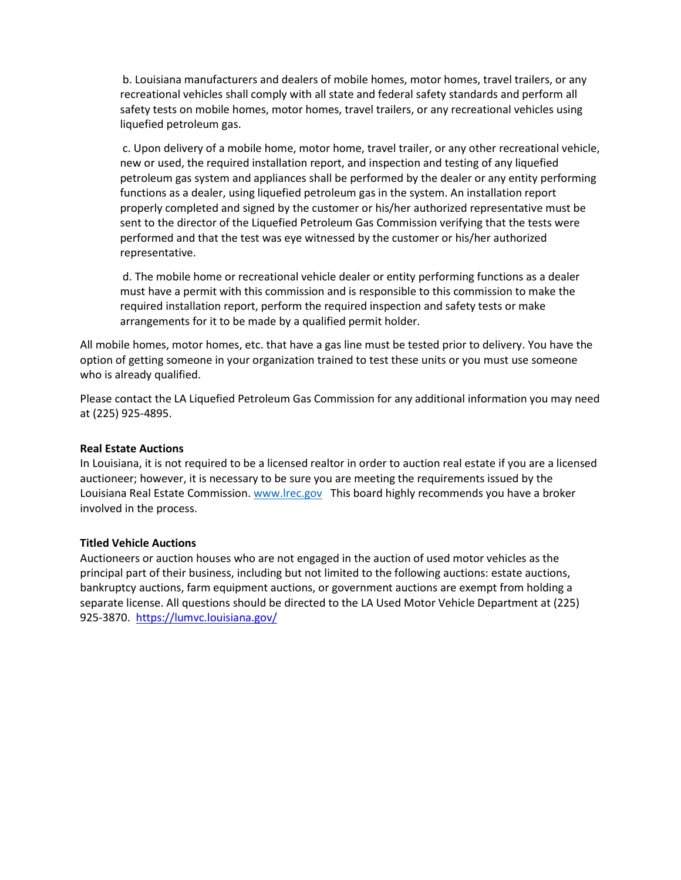b. Louisiana manufacturers and dealers of mobile homes, motor homes, travel trailers, or any recreational vehicles shall comply with all state and federal safety standards and perform all safety tests on mobile homes, motor homes, travel trailers, or any recreational vehicles using liquefied petroleum gas.

c. Upon delivery of a mobile home, motor home, travel trailer, or any other recreational vehicle, new or used, the required installation report, and inspection and testing of any liquefied petroleum gas system and appliances shall be performed by the dealer or any entity performing functions as a dealer, using liquefied petroleum gas in the system. An installation report properly completed and signed by the customer or his/her authorized representative must be sent to the director of the Liquefied Petroleum Gas Commission verifying that the tests were performed and that the test was eye witnessed by the customer or his/her authorized representative.

d. The mobile home or recreational vehicle dealer or entity performing functions as a dealer must have a permit with this commission and is responsible to this commission to make the required installation report, perform the required inspection and safety tests or make arrangements for it to be made by a qualified permit holder.

All mobile homes, motor homes, etc. that have a gas line must be tested prior to delivery. You have the option of getting someone in your organization trained to test these units or you must use someone who is already qualified.

Please contact the LA Liquefied Petroleum Gas Commission for any additional information you may need at (225) 925-4895.

**Real Estate Auctions**

In Louisiana, it is not required to be a licensed realtor in order to auction real estate if you are a licensed auctioneer; however, it is necessary to be sure you are meeting the requirements issued by the Louisiana Real Estate Commission. [www.lrec.gov](www.lrec.gov) This board highly recommends you have a broker involved in the process.

**Titled Vehicle Auctions**

Auctioneers or auction houses who are not engaged in the auction of used motor vehicles as the principal part of their business, including but not limited to the following auctions: estate auctions, bankruptcy auctions, farm equipment auctions, or government auctions are exempt from holding a separate license. All questions should be directed to the LA Used Motor Vehicle Department at (225) 925-3870. [https://lumvc.louisiana.gov/](https://lumvc.louisiana.gov/)